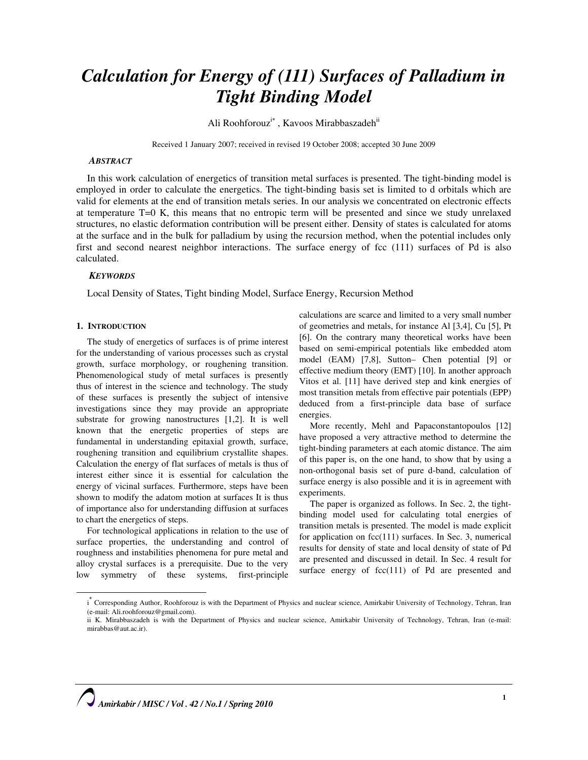# Calculation for Energy of (111) Surfaces of Palladium in Tight Binding Model

Ali Roohforouz[i*] , Kavoos Mirabbaszadeh[ii]

Received 1 January 2007; received in revised 19 October 2008; accepted 30 June 2009

## *ABSTRACT*

In this work calculation of energetics of transition metal surfaces is presented. The tight-binding model is employed in order to calculate the energetics. The tight-binding basis set is limited to d orbitals which are valid for elements at the end of transition metals series. In our analysis we concentrated on electronic effects at temperature T=0 K, this means that no entropic term will be presented and since we study unrelaxed structures, no elastic deformation contribution will be present either. Density of states is calculated for atoms at the surface and in the bulk for palladium by using the recursion method, when the potential includes only first and second nearest neighbor interactions. The surface energy of fcc (111) surfaces of Pd is also calculated.

## *KEYWORDS*

Local Density of States, Tight binding Model, Surface Energy, Recursion Method

## 1. INTRODUCTION

The study of energetics of surfaces is of prime interest for the understanding of various processes such as crystal growth, surface morphology, or roughening transition. Phenomenological study of metal surfaces is presently thus of interest in the science and technology. The study of these surfaces is presently the subject of intensive investigations since they may provide an appropriate substrate for growing nanostructures [1,2]. It is well known that the energetic properties of steps are fundamental in understanding epitaxial growth, surface, roughening transition and equilibrium crystallite shapes. Calculation the energy of flat surfaces of metals is thus of interest either since it is essential for calculation the energy of vicinal surfaces. Furthermore, steps have been shown to modify the adatom motion at surfaces It is thus of importance also for understanding diffusion at surfaces to chart the energetics of steps.

For technological applications in relation to the use of surface properties, the understanding and control of roughness and instabilities phenomena for pure metal and alloy crystal surfaces is a prerequisite. Due to the very low symmetry of these systems, first-principle calculations are scarce and limited to a very small number of geometries and metals, for instance Al [3,4], Cu [5], Pt [6]. On the contrary many theoretical works have been based on semi-empirical potentials like embedded atom model (EAM) [7,8], Sutton– Chen potential [9] or effective medium theory (EMT) [10]. In another approach Vitos et al. [11] have derived step and kink energies of most transition metals from effective pair potentials (EPP) deduced from a first-principle data base of surface energies.

More recently, Mehl and Papaconstantopoulos [12] have proposed a very attractive method to determine the tight-binding parameters at each atomic distance. The aim of this paper is, on the one hand, to show that by using a non-orthogonal basis set of pure d-band, calculation of surface energy is also possible and it is in agreement with experiments.

The paper is organized as follows. In Sec. 2, the tight-binding model used for calculating total energies of transition metals is presented. The model is made explicit for application on fcc(111) surfaces. In Sec. 3, numerical results for density of state and local density of state of Pd are presented and discussed in detail. In Sec. 4 result for surface energy of fcc(111) of Pd are presented and

---

i[*] Corresponding Author, Roohforouz is with the Department of Physics and nuclear science, Amirkabir University of Technology, Tehran, Iran (e-mail: Ali.roohforouz@gmail.com).

ii K. Mirabbaszadeh is with the Department of Physics and nuclear science, Amirkabir University of Technology, Tehran, Iran (e-mail: mirabbas@aut.ac.ir).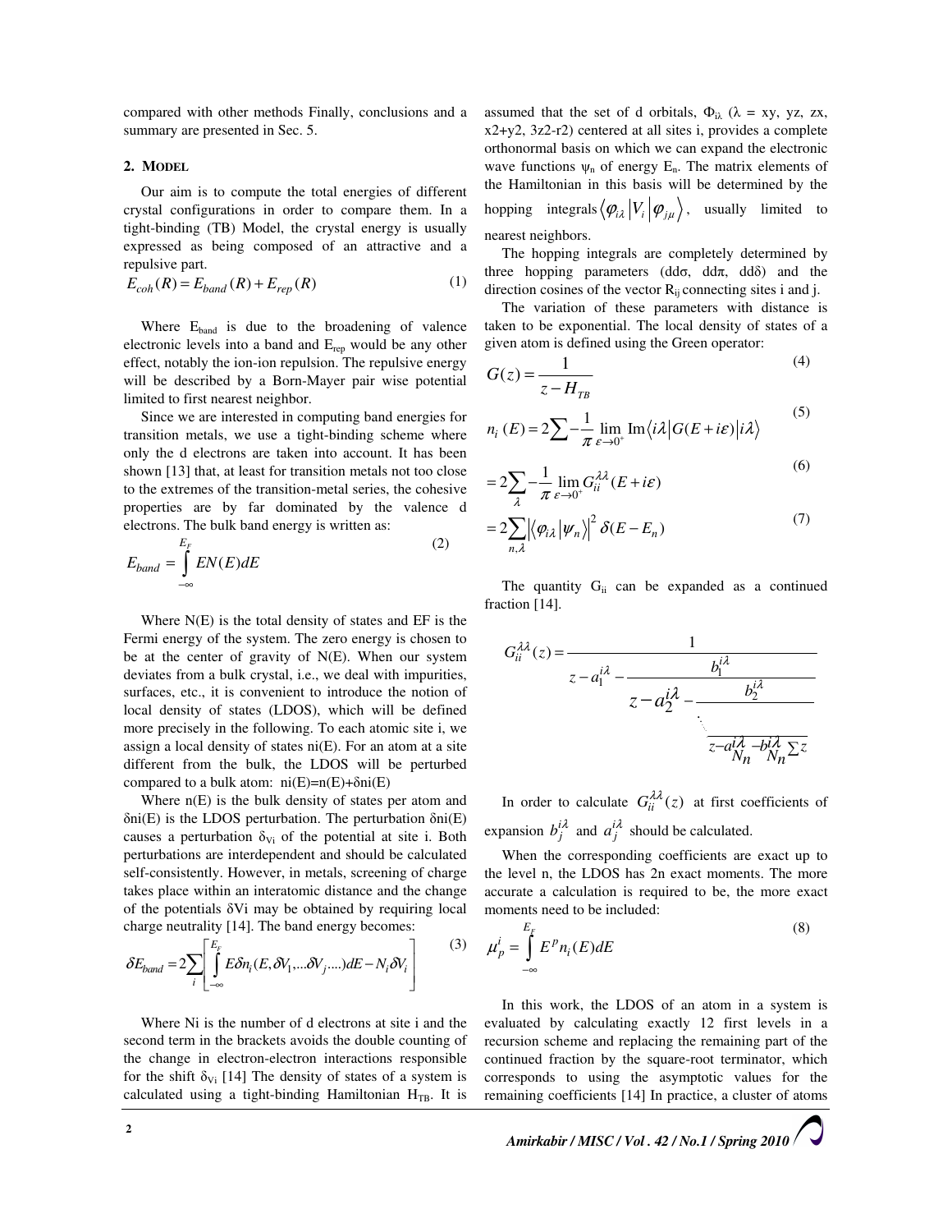compared with other methods Finally, conclusions and a summary are presented in Sec. 5.

## 2. MODEL

Our aim is to compute the total energies of different crystal configurations in order to compare them. In a tight-binding (TB) Model, the crystal energy is usually expressed as being composed of an attractive and a repulsive part.

$$E_{coh}(R) = E_{band}(R) + E_{rep}(R) \tag{1}$$

Where $E_{band}$ is due to the broadening of valence electronic levels into a band and $E_{rep}$ would be any other effect, notably the ion-ion repulsion. The repulsive energy will be described by a Born-Mayer pair wise potential limited to first nearest neighbor.

Since we are interested in computing band energies for transition metals, we use a tight-binding scheme where only the d electrons are taken into account. It has been shown [13] that, at least for transition metals not too close to the extremes of the transition-metal series, the cohesive properties are by far dominated by the valence d electrons. The bulk band energy is written as:

$$E_{band} = \int_{-\infty}^{E_F} EN(E)dE \tag{2}$$

Where N(E) is the total density of states and EF is the Fermi energy of the system. The zero energy is chosen to be at the center of gravity of N(E). When our system deviates from a bulk crystal, i.e., we deal with impurities, surfaces, etc., it is convenient to introduce the notion of local density of states (LDOS), which will be defined more precisely in the following. To each atomic site i, we assign a local density of states ni(E). For an atom at a site different from the bulk, the LDOS will be perturbed compared to a bulk atom: $n_i(E)=n(E)+\delta n_i(E)$

Where n(E) is the bulk density of states per atom and $\delta n_i(E)$ is the LDOS perturbation. The perturbation $\delta n_i(E)$ causes a perturbation $\delta_{Vi}$ of the potential at site i. Both perturbations are interdependent and should be calculated self-consistently. However, in metals, screening of charge takes place within an interatomic distance and the change of the potentials $\delta V_i$ may be obtained by requiring local charge neutrality [14]. The band energy becomes:

$$\delta E_{band} = 2\sum_i \left[ \int_{-\infty}^{E_F} E\delta n_i(E, \delta V_1, ...\delta V_j....)dE - N_i \delta V_i \right] \tag{3}$$

Where Ni is the number of d electrons at site i and the second term in the brackets avoids the double counting of the change in electron-electron interactions responsible for the shift $\delta_{Vi}$ [14] The density of states of a system is calculated using a tight-binding Hamiltonian $H_{TB}$. It is assumed that the set of d orbitals, $\Phi_{i\lambda}$ ($\lambda$ = xy, yz, zx, x2+y2, 3z2-r2) centered at all sites i, provides a complete orthonormal basis on which we can expand the electronic wave functions $\psi_n$ of energy $E_n$. The matrix elements of the Hamiltonian in this basis will be determined by the hopping integrals $\langle \varphi_{i\lambda} | V_i | \varphi_{j\mu} \rangle$, usually limited to nearest neighbors.

The hopping integrals are completely determined by three hopping parameters (ddσ, ddπ, ddδ) and the direction cosines of the vector $R_{ij}$ connecting sites i and j.

The variation of these parameters with distance is taken to be exponential. The local density of states of a given atom is defined using the Green operator:

$$G(z) = \frac{1}{z - H_{TB}} \tag{4}$$

$$n_i(E) = 2\sum -\frac{1}{\pi} \lim_{\varepsilon \to 0^+} \operatorname{Im} \langle i\lambda | G(E + i\varepsilon) | i\lambda \rangle \tag{5}$$

$$= 2\sum_{\lambda} -\frac{1}{\pi} \lim_{\varepsilon \to 0^+} G_{ii}^{\lambda\lambda}(E + i\varepsilon) \tag{6}$$

$$= 2\sum_{n,\lambda} \left| \langle \varphi_{i\lambda} | \psi_n \rangle \right|^2 \delta(E - E_n) \tag{7}$$

The quantity $G_{ii}$ can be expanded as a continued fraction [14].

$$G_{ii}^{\lambda\lambda}(z) = \cfrac{1}{z - a_1^{i\lambda} - \cfrac{b_1^{i\lambda}}{z - a_2^{i\lambda} - \cfrac{b_2^{i\lambda}}{\ddots \, z - a_{N_n}^{i\lambda} - b_{N_n}^{i\lambda} \sum z}}}$$

In order to calculate $G_{ii}^{\lambda\lambda}(z)$ at first coefficients of expansion $b_j^{i\lambda}$ and $a_j^{i\lambda}$ should be calculated.

When the corresponding coefficients are exact up to the level n, the LDOS has 2n exact moments. The more accurate a calculation is required to be, the more exact moments need to be included:

$$\mu_p^i = \int_{-\infty}^{E_F} E^p n_i(E)dE \tag{8}$$

In this work, the LDOS of an atom in a system is evaluated by calculating exactly 12 first levels in a recursion scheme and replacing the remaining part of the continued fraction by the square-root terminator, which corresponds to using the asymptotic values for the remaining coefficients [14] In practice, a cluster of atoms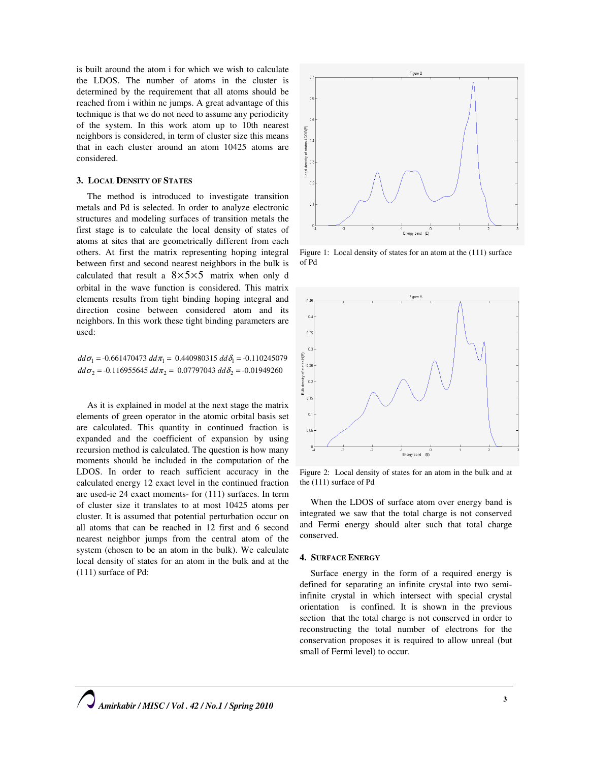is built around the atom i for which we wish to calculate the LDOS. The number of atoms in the cluster is determined by the requirement that all atoms should be reached from i within nc jumps. A great advantage of this technique is that we do not need to assume any periodicity of the system. In this work atom up to 10th nearest neighbors is considered, in term of cluster size this means that in each cluster around an atom 10425 atoms are considered.

## 3. Local Density of States

The method is introduced to investigate transition metals and Pd is selected. In order to analyze electronic structures and modeling surfaces of transition metals the first stage is to calculate the local density of states of atoms at sites that are geometrically different from each others. At first the matrix representing hoping integral between first and second nearest neighbors in the bulk is calculated that result a $8\times5\times5$ matrix when only d orbital in the wave function is considered. This matrix elements results from tight binding hoping integral and direction cosine between considered atom and its neighbors. In this work these tight binding parameters are used:

$$dd\sigma_1 = \text{-}0.661470473 \quad dd\pi_1 = 0.440980315 \quad dd\delta_1 = \text{-}0.110245079$$
$$dd\sigma_2 = \text{-}0.116955645 \quad dd\pi_2 = 0.07797043 \quad dd\delta_2 = \text{-}0.01949260$$

As it is explained in model at the next stage the matrix elements of green operator in the atomic orbital basis set are calculated. This quantity in continued fraction is expanded and the coefficient of expansion by using recursion method is calculated. The question is how many moments should be included in the computation of the LDOS. In order to reach sufficient accuracy in the calculated energy 12 exact level in the continued fraction are used-ie 24 exact moments- for (111) surfaces. In term of cluster size it translates to at most 10425 atoms per cluster. It is assumed that potential perturbation occur on all atoms that can be reached in 12 first and 6 second nearest neighbor jumps from the central atom of the system (chosen to be an atom in the bulk). We calculate local density of states for an atom in the bulk and at the (111) surface of Pd:

Figure 1: Local density of states for an atom at the (111) surface of Pd

Figure 2: Local density of states for an atom in the bulk and at the (111) surface of Pd

When the LDOS of surface atom over energy band is integrated we saw that the total charge is not conserved and Fermi energy should alter such that total charge conserved.

## 4. Surface Energy

Surface energy in the form of a required energy is defined for separating an infinite crystal into two semi-infinite crystal in which intersect with special crystal orientation is confined. It is shown in the previous section that the total charge is not conserved in order to reconstructing the total number of electrons for the conservation proposes it is required to allow unreal (but small of Fermi level) to occur.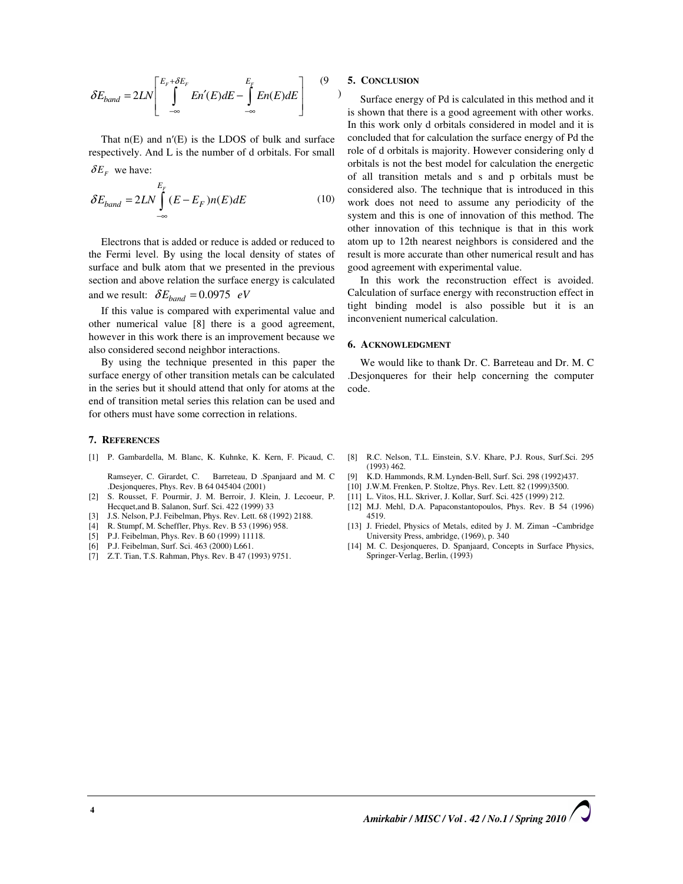$$\delta E_{band} = 2LN\left[\int_{-\infty}^{E_F+\delta E_F} En'(E)dE - \int_{-\infty}^{E_F} En(E)dE\right] \quad (9)$$

That n(E) and n′(E) is the LDOS of bulk and surface respectively. And L is the number of d orbitals. For small $\delta E_F$ we have:

$$\delta E_{band} = 2LN\int_{-\infty}^{E_F}(E - E_F)n(E)dE \quad (10)$$

Electrons that is added or reduce is added or reduced to the Fermi level. By using the local density of states of surface and bulk atom that we presented in the previous section and above relation the surface energy is calculated and we result: $\delta E_{band} = 0.0975 \quad eV$

If this value is compared with experimental value and other numerical value [8] there is a good agreement, however in this work there is an improvement because we also considered second neighbor interactions.

By using the technique presented in this paper the surface energy of other transition metals can be calculated in the series but it should attend that only for atoms at the end of transition metal series this relation can be used and for others must have some correction in relations.

## 5. Conclusion

Surface energy of Pd is calculated in this method and it is shown that there is a good agreement with other works. In this work only d orbitals considered in model and it is concluded that for calculation the surface energy of Pd the role of d orbitals is majority. However considering only d orbitals is not the best model for calculation the energetic of all transition metals and s and p orbitals must be considered also. The technique that is introduced in this work does not need to assume any periodicity of the system and this is one of innovation of this method. The other innovation of this technique is that in this work atom up to 12th nearest neighbors is considered and the result is more accurate than other numerical result and has good agreement with experimental value.

In this work the reconstruction effect is avoided. Calculation of surface energy with reconstruction effect in tight binding model is also possible but it is an inconvenient numerical calculation.

## 6. Acknowledgment

We would like to thank Dr. C. Barreteau and Dr. M. C .Desjonqueres for their help concerning the computer code.

## 7. References

[1] P. Gambardella, M. Blanc, K. Kuhnke, K. Kern, F. Picaud, C. Ramseyer, C. Girardet, C. Barreteau, D .Spanjaard and M. C .Desjonqueres, Phys. Rev. B 64 045404 (2001)

[2] S. Rousset, F. Pourmir, J. M. Berroir, J. Klein, J. Lecoeur, P. Hecquet,and B. Salanon, Surf. Sci. 422 (1999) 33

[3] J.S. Nelson, P.J. Feibelman, Phys. Rev. Lett. 68 (1992) 2188.

[4] R. Stumpf, M. Scheffler, Phys. Rev. B 53 (1996) 958.

[5] P.J. Feibelman, Phys. Rev. B 60 (1999) 11118.

[6] P.J. Feibelman, Surf. Sci. 463 (2000) L661.

[7] Z.T. Tian, T.S. Rahman, Phys. Rev. B 47 (1993) 9751.

[8] R.C. Nelson, T.L. Einstein, S.V. Khare, P.J. Rous, Surf.Sci. 295 (1993) 462.

[9] K.D. Hammonds, R.M. Lynden-Bell, Surf. Sci. 298 (1992)437.

[10] J.W.M. Frenken, P. Stoltze, Phys. Rev. Lett. 82 (1999)3500.

[11] L. Vitos, H.L. Skriver, J. Kollar, Surf. Sci. 425 (1999) 212.

[12] M.J. Mehl, D.A. Papaconstantopoulos, Phys. Rev. B 54 (1996) 4519.

[13] J. Friedel, Physics of Metals, edited by J. M. Ziman ~Cambridge University Press, ambridge, (1969), p. 340

[14] M. C. Desjonqueres, D. Spanjaard, Concepts in Surface Physics, Springer-Verlag, Berlin, (1993)